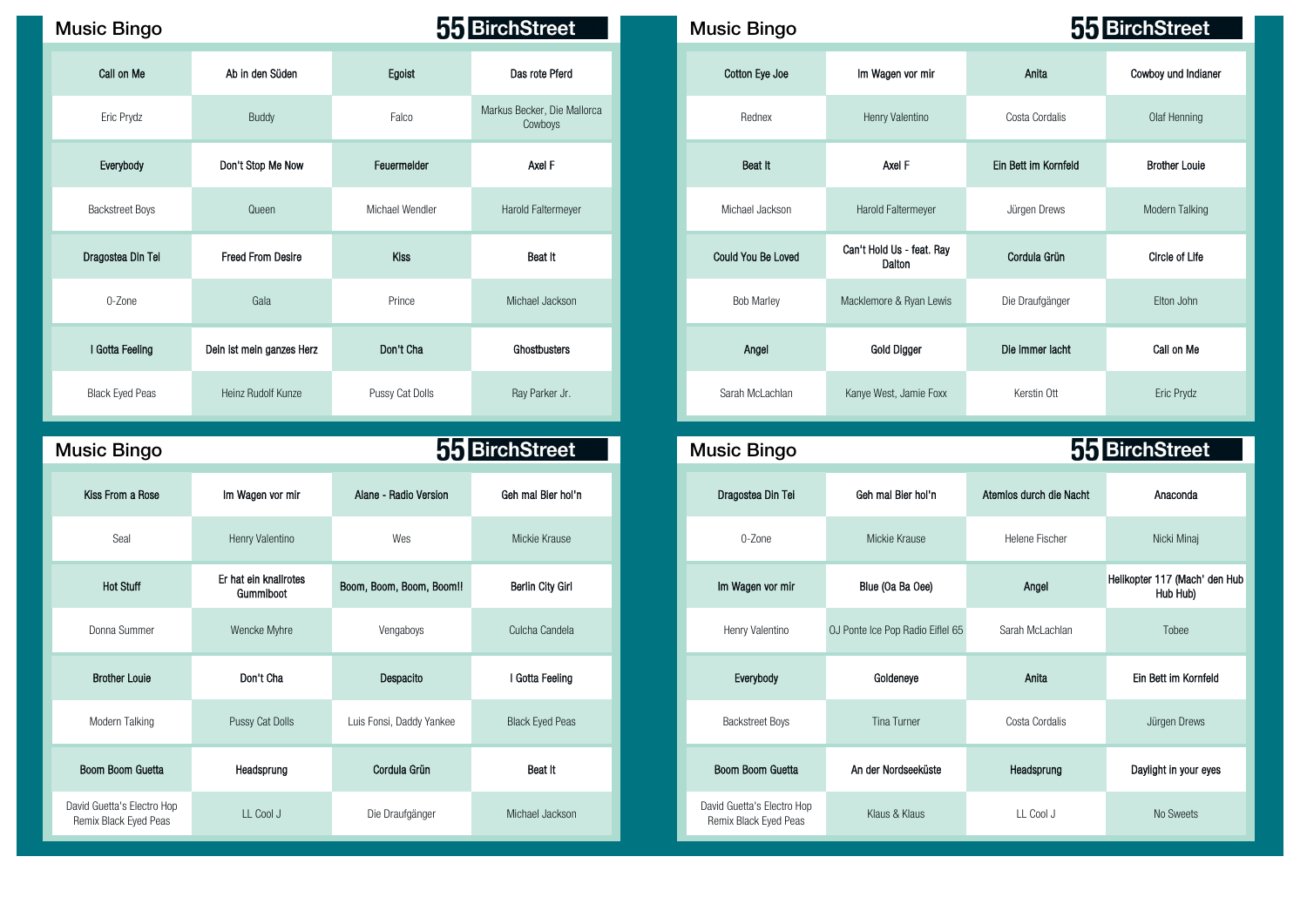## Music Bingo

**55 BirchStreet**

| Call on Me | Ab in den Süden | Egoist | Das rote Pferd |
|---|---|---|---|
| Eric Prydz | Buddy | Falco | Markus Becker, Die Mallorca Cowboys |
| Everybody | Don't Stop Me Now | Feuermelder | Axel F |
| Backstreet Boys | Queen | Michael Wendler | Harold Faltermeyer |
| Dragostea Din Tei | Freed From Desire | Kiss | Beat It |
| O-Zone | Gala | Prince | Michael Jackson |
| I Gotta Feeling | Dein ist mein ganzes Herz | Don't Cha | Ghostbusters |
| Black Eyed Peas | Heinz Rudolf Kunze | Pussy Cat Dolls | Ray Parker Jr. |

## Music Bingo

**55 BirchStreet**

| Cotton Eye Joe | Im Wagen vor mir | Anita | Cowboy und Indianer |
|---|---|---|---|
| Rednex | Henry Valentino | Costa Cordalis | Olaf Henning |
| Beat It | Axel F | Ein Bett im Kornfeld | Brother Louie |
| Michael Jackson | Harold Faltermeyer | Jürgen Drews | Modern Talking |
| Could You Be Loved | Can't Hold Us - feat. Ray Dalton | Cordula Grün | Circle of Life |
| Bob Marley | Macklemore & Ryan Lewis | Die Draufgänger | Elton John |
| Angel | Gold Digger | Die immer lacht | Call on Me |
| Sarah McLachlan | Kanye West, Jamie Foxx | Kerstin Ott | Eric Prydz |

## Music Bingo

**55 BirchStreet**

| Kiss From a Rose | Im Wagen vor mir | Alane - Radio Version | Geh mal Bier hol'n |
|---|---|---|---|
| Seal | Henry Valentino | Wes | Mickie Krause |
| Hot Stuff | Er hat ein knallrotes Gummiboot | Boom, Boom, Boom, Boom!! | Berlin City Girl |
| Donna Summer | Wencke Myhre | Vengaboys | Culcha Candela |
| Brother Louie | Don't Cha | Despacito | I Gotta Feeling |
| Modern Talking | Pussy Cat Dolls | Luis Fonsi, Daddy Yankee | Black Eyed Peas |
| Boom Boom Guetta | Headsprung | Cordula Grün | Beat It |
| David Guetta's Electro Hop Remix Black Eyed Peas | LL Cool J | Die Draufgänger | Michael Jackson |

## Music Bingo

**55 BirchStreet**

| Dragostea Din Tei | Geh mal Bier hol'n | Atemlos durch die Nacht | Anaconda |
|---|---|---|---|
| O-Zone | Mickie Krause | Helene Fischer | Nicki Minaj |
| Im Wagen vor mir | Blue (Oa Ba Oee) | Angel | Helikopter 117 (Mach' den Hub Hub Hub) |
| Henry Valentino | OJ Ponte Ice Pop Radio Eiflel 65 | Sarah McLachlan | Tobee |
| Everybody | Goldeneye | Anita | Ein Bett im Kornfeld |
| Backstreet Boys | Tina Turner | Costa Cordalis | Jürgen Drews |
| Boom Boom Guetta | An der Nordseeküste | Headsprung | Daylight in your eyes |
| David Guetta's Electro Hop Remix Black Eyed Peas | Klaus & Klaus | LL Cool J | No Sweets |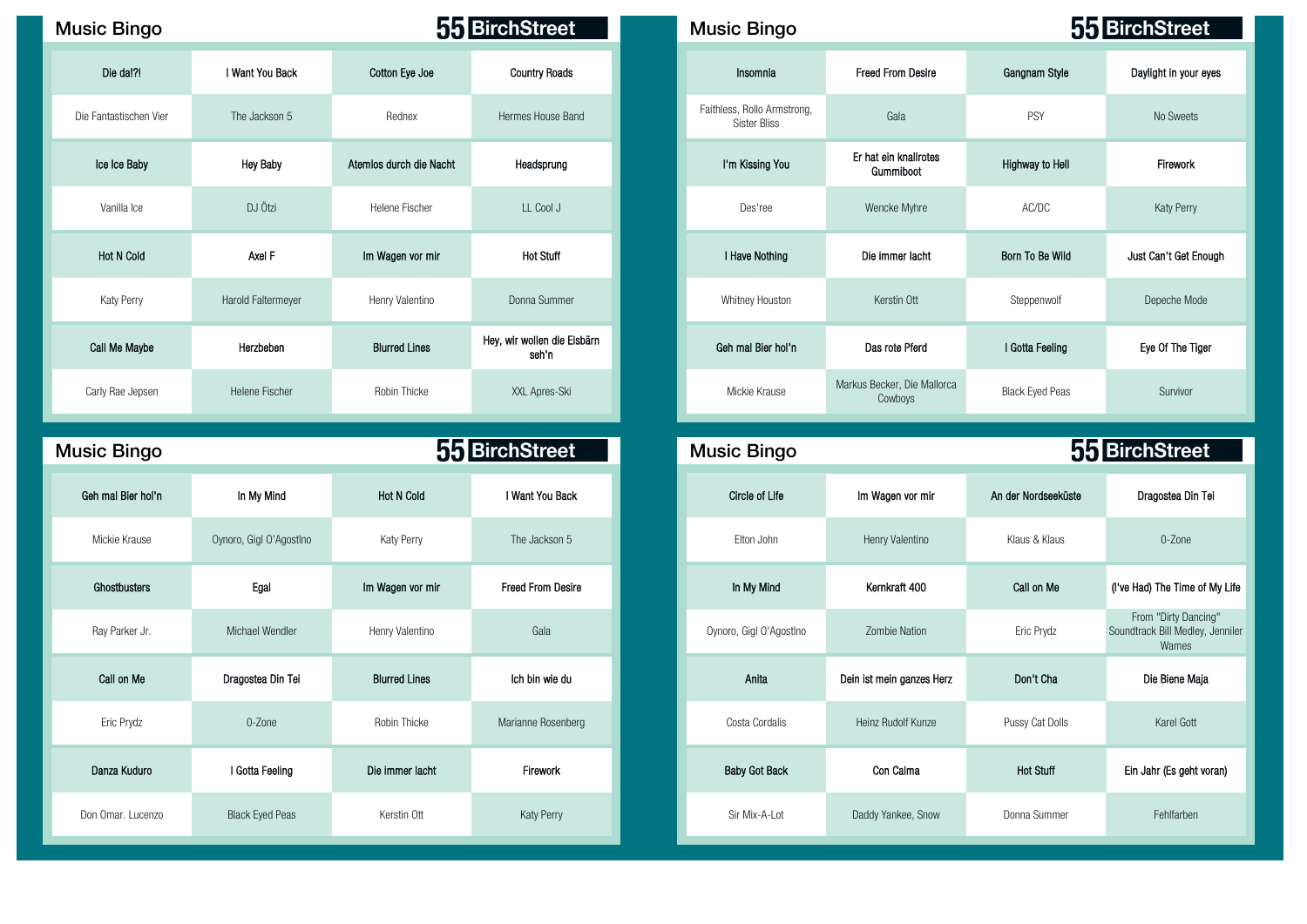## Music Bingo

55 BirchStreet

| Die da!?! | I Want You Back | Cotton Eye Joe | Country Roads |
|---|---|---|---|
| Die Fantastischen Vier | The Jackson 5 | Rednex | Hermes House Band |
| Ice Ice Baby | Hey Baby | Atemlos durch die Nacht | Headsprung |
| Vanilla Ice | DJ Ötzi | Helene Fischer | LL Cool J |
| Hot N Cold | Axel F | Im Wagen vor mir | Hot Stuff |
| Katy Perry | Harold Faltermeyer | Henry Valentino | Donna Summer |
| Call Me Maybe | Herzbeben | Blurred Lines | Hey, wir wollen die Eisbärn seh'n |
| Carly Rae Jepsen | Helene Fischer | Robin Thicke | XXL Apres-Ski |

## Music Bingo

55 BirchStreet

| Insomnia | Freed From Desire | Gangnam Style | Daylight in your eyes |
|---|---|---|---|
| Faithless, Rollo Armstrong, Sister Bliss | Gala | PSY | No Sweets |
| I'm Kissing You | Er hat ein knallrotes Gummiboot | Highway to Hell | Firework |
| Des'ree | Wencke Myhre | AC/DC | Katy Perry |
| I Have Nothing | Die immer lacht | Born To Be Wild | Just Can't Get Enough |
| Whitney Houston | Kerstin Ott | Steppenwolf | Depeche Mode |
| Geh mal Bier hol'n | Das rote Pferd | I Gotta Feeling | Eye Of The Tiger |
| Mickie Krause | Markus Becker, Die Mallorca Cowboys | Black Eyed Peas | Survivor |

## Music Bingo

55 BirchStreet

| Geh mal Bier hol'n | In My Mind | Hot N Cold | I Want You Back |
|---|---|---|---|
| Mickie Krause | Oynoro, Gigi O'Agostino | Katy Perry | The Jackson 5 |
| Ghostbusters | Egal | Im Wagen vor mir | Freed From Desire |
| Ray Parker Jr. | Michael Wendler | Henry Valentino | Gala |
| Call on Me | Dragostea Din Tei | Blurred Lines | Ich bin wie du |
| Eric Prydz | O-Zone | Robin Thicke | Marianne Rosenberg |
| Danza Kuduro | I Gotta Feeling | Die immer lacht | Firework |
| Don Omar. Lucenzo | Black Eyed Peas | Kerstin Ott | Katy Perry |

## Music Bingo

55 BirchStreet

| Circle of Life | Im Wagen vor mir | An der Nordseeküste | Dragostea Din Tei |
|---|---|---|---|
| Elton John | Henry Valentino | Klaus & Klaus | O-Zone |
| In My Mind | Kernkraft 400 | Call on Me | (I've Had) The Time of My Life |
| Oynoro, Gigi O'Agostino | Zombie Nation | Eric Prydz | From "Dirty Dancing" Soundtrack Bill Medley, Jenniler Warnes |
| Anita | Dein ist mein ganzes Herz | Don't Cha | Die Biene Maja |
| Costa Cordalis | Heinz Rudolf Kunze | Pussy Cat Dolls | Karel Gott |
| Baby Got Back | Con Calma | Hot Stuff | Ein Jahr (Es geht voran) |
| Sir Mix-A-Lot | Daddy Yankee, Snow | Donna Summer | Fehlfarben |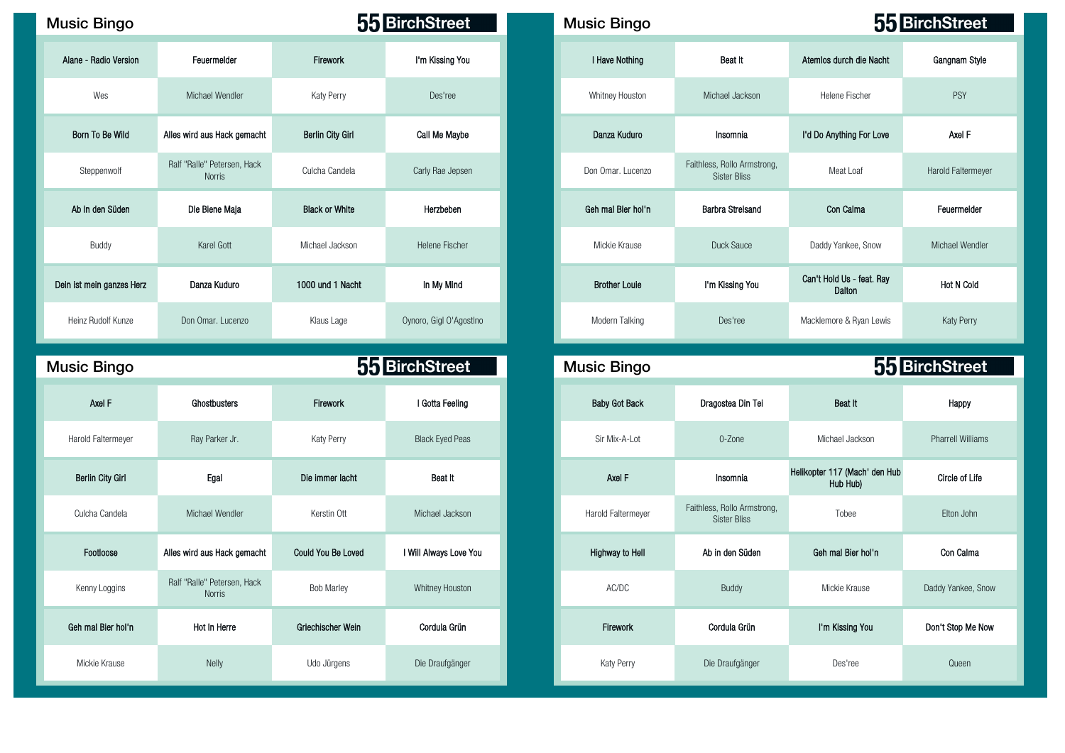## Music Bingo

**55 BirchStreet**

| | | | |
|---|---|---|---|
| Alane - Radio Version | Feuermelder | Firework | I'm Kissing You |
| Wes | Michael Wendler | Katy Perry | Des'ree |
| Born To Be Wild | Alles wird aus Hack gemacht | Berlin City Girl | Call Me Maybe |
| Steppenwolf | Ralf "Ralle" Petersen, Hack Norris | Culcha Candela | Carly Rae Jepsen |
| Ab in den Süden | Die Biene Maja | Black or White | Herzbeben |
| Buddy | Karel Gott | Michael Jackson | Helene Fischer |
| Dein ist mein ganzes Herz | Danza Kuduro | 1000 und 1 Nacht | In My Mind |
| Heinz Rudolf Kunze | Don Omar. Lucenzo | Klaus Lage | Oynoro, Gigi O'Agostino |

## Music Bingo

**55 BirchStreet**

| | | | |
|---|---|---|---|
| I Have Nothing | Beat It | Atemlos durch die Nacht | Gangnam Style |
| Whitney Houston | Michael Jackson | Helene Fischer | PSY |
| Danza Kuduro | Insomnia | I'd Do Anything For Love | Axel F |
| Don Omar. Lucenzo | Faithless, Rollo Armstrong, Sister Bliss | Meat Loaf | Harold Faltermeyer |
| Geh mal Bier hol'n | Barbra Streisand | Con Calma | Feuermelder |
| Mickie Krause | Duck Sauce | Daddy Yankee, Snow | Michael Wendler |
| Brother Louie | I'm Kissing You | Can't Hold Us - feat. Ray Dalton | Hot N Cold |
| Modern Talking | Des'ree | Macklemore & Ryan Lewis | Katy Perry |

## Music Bingo

**55 BirchStreet**

| | | | |
|---|---|---|---|
| Axel F | Ghostbusters | Firework | I Gotta Feeling |
| Harold Faltermeyer | Ray Parker Jr. | Katy Perry | Black Eyed Peas |
| Berlin City Girl | Egal | Die immer lacht | Beat It |
| Culcha Candela | Michael Wendler | Kerstin Ott | Michael Jackson |
| Footloose | Alles wird aus Hack gemacht | Could You Be Loved | I Will Always Love You |
| Kenny Loggins | Ralf "Ralle" Petersen, Hack Norris | Bob Marley | Whitney Houston |
| Geh mal Bier hol'n | Hot In Herre | Griechischer Wein | Cordula Grün |
| Mickie Krause | Nelly | Udo Jürgens | Die Draufgänger |

## Music Bingo

**55 BirchStreet**

| | | | |
|---|---|---|---|
| Baby Got Back | Dragostea Din Tei | Beat It | Happy |
| Sir Mix-A-Lot | O-Zone | Michael Jackson | Pharrell Williams |
| Axel F | Insomnia | Helikopter 117 (Mach' den Hub Hub Hub) | Circle of Life |
| Harold Faltermeyer | Faithless, Rollo Armstrong, Sister Bliss | Tobee | Elton John |
| Highway to Hell | Ab in den Süden | Geh mal Bier hol'n | Con Calma |
| AC/DC | Buddy | Mickie Krause | Daddy Yankee, Snow |
| Firework | Cordula Grün | I'm Kissing You | Don't Stop Me Now |
| Katy Perry | Die Draufgänger | Des'ree | Queen |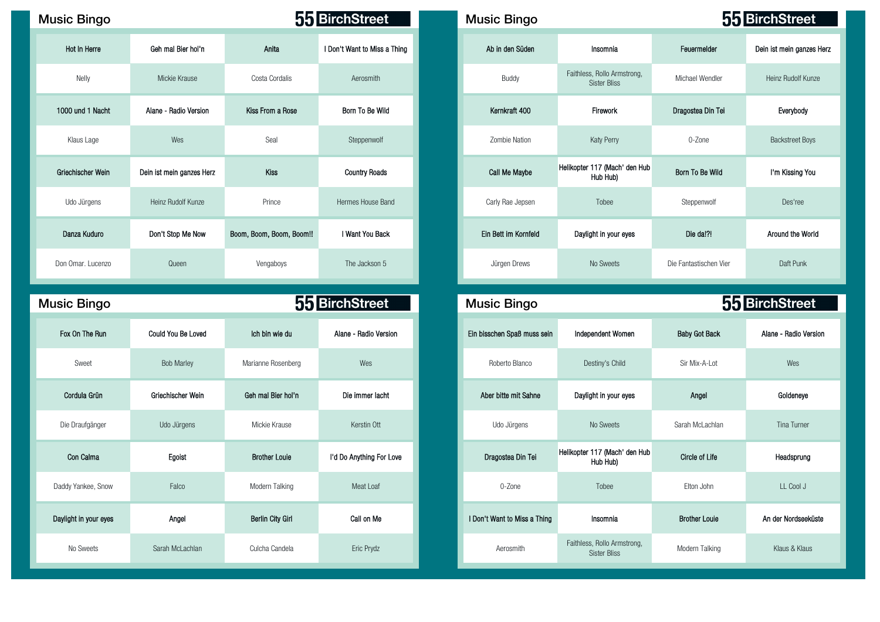## Music Bingo

55 BirchStreet

| | | | |
|---|---|---|---|
| Hot In Herre | Geh mal Bier hol'n | Anita | I Don't Want to Miss a Thing |
| Nelly | Mickie Krause | Costa Cordalis | Aerosmith |
| 1000 und 1 Nacht | Alane - Radio Version | Kiss From a Rose | Born To Be Wild |
| Klaus Lage | Wes | Seal | Steppenwolf |
| Griechischer Wein | Dein ist mein ganzes Herz | Kiss | Country Roads |
| Udo Jürgens | Heinz Rudolf Kunze | Prince | Hermes House Band |
| Danza Kuduro | Don't Stop Me Now | Boom, Boom, Boom, Boom!! | I Want You Back |
| Don Omar. Lucenzo | Queen | Vengaboys | The Jackson 5 |

## Music Bingo

55 BirchStreet

| | | | |
|---|---|---|---|
| Ab in den Süden | Insomnia | Feuermelder | Dein ist mein ganzes Herz |
| Buddy | Faithless, Rollo Armstrong, Sister Bliss | Michael Wendler | Heinz Rudolf Kunze |
| Kernkraft 400 | Firework | Dragostea Din Tei | Everybody |
| Zombie Nation | Katy Perry | O-Zone | Backstreet Boys |
| Call Me Maybe | Helikopter 117 (Mach' den Hub Hub Hub) | Born To Be Wild | I'm Kissing You |
| Carly Rae Jepsen | Tobee | Steppenwolf | Des'ree |
| Ein Bett im Kornfeld | Daylight in your eyes | Die da!?! | Around the World |
| Jürgen Drews | No Sweets | Die Fantastischen Vier | Daft Punk |

## Music Bingo

55 BirchStreet

| | | | |
|---|---|---|---|
| Fox On The Run | Could You Be Loved | Ich bin wie du | Alane - Radio Version |
| Sweet | Bob Marley | Marianne Rosenberg | Wes |
| Cordula Grün | Griechischer Wein | Geh mal Bier hol'n | Die immer lacht |
| Die Draufgänger | Udo Jürgens | Mickie Krause | Kerstin Ott |
| Con Calma | Egoist | Brother Louie | I'd Do Anything For Love |
| Daddy Yankee, Snow | Falco | Modern Talking | Meat Loaf |
| Daylight in your eyes | Angel | Berlin City Girl | Call on Me |
| No Sweets | Sarah McLachlan | Culcha Candela | Eric Prydz |

## Music Bingo

55 BirchStreet

| | | | |
|---|---|---|---|
| Ein bisschen Spaß muss sein | Independent Women | Baby Got Back | Alane - Radio Version |
| Roberto Blanco | Destiny's Child | Sir Mix-A-Lot | Wes |
| Aber bitte mit Sahne | Daylight in your eyes | Angel | Goldeneye |
| Udo Jürgens | No Sweets | Sarah McLachlan | Tina Turner |
| Dragostea Din Tei | Helikopter 117 (Mach' den Hub Hub Hub) | Circle of Life | Headsprung |
| O-Zone | Tobee | Elton John | LL Cool J |
| I Don't Want to Miss a Thing | Insomnia | Brother Louie | An der Nordseeküste |
| Aerosmith | Faithless, Rollo Armstrong, Sister Bliss | Modern Talking | Klaus & Klaus |